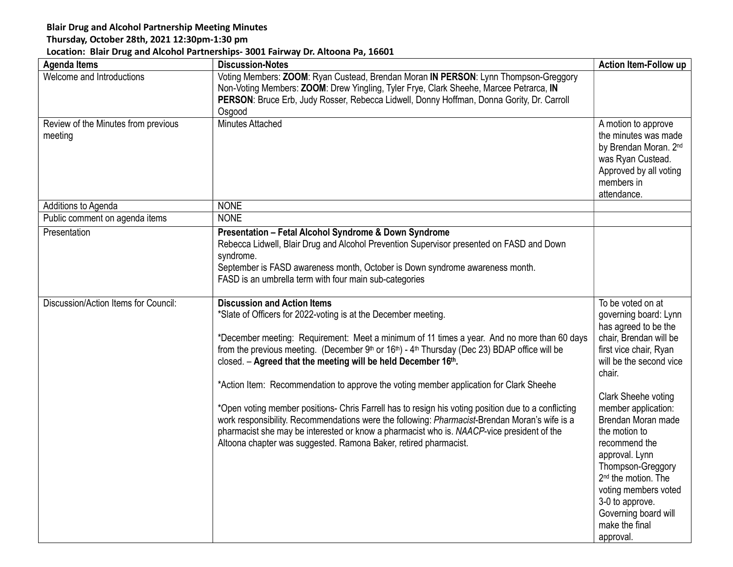**Blair Drug and Alcohol Partnership Meeting Minutes**
**Thursday, October 28th, 2021 12:30pm-1:30 pm**
**Location: Blair Drug and Alcohol Partnerships- 3001 Fairway Dr. Altoona Pa, 16601**

| Agenda Items | Discussion-Notes | Action Item-Follow up |
|---|---|---|
| Welcome and Introductions | Voting Members: **ZOOM**: Ryan Custead, Brendan Moran **IN PERSON**: Lynn Thompson-Greggory<br>Non-Voting Members: **ZOOM**: Drew Yingling, Tyler Frye, Clark Sheehe, Marcee Petrarca, **IN PERSON**: Bruce Erb, Judy Rosser, Rebecca Lidwell, Donny Hoffman, Donna Gority, Dr. Carroll Osgood | |
| Review of the Minutes from previous meeting | Minutes Attached | A motion to approve the minutes was made by Brendan Moran. 2nd was Ryan Custead. Approved by all voting members in attendance. |
| Additions to Agenda | NONE | |
| Public comment on agenda items | NONE | |
| Presentation | **Presentation – Fetal Alcohol Syndrome & Down Syndrome**<br>Rebecca Lidwell, Blair Drug and Alcohol Prevention Supervisor presented on FASD and Down syndrome.<br>September is FASD awareness month, October is Down syndrome awareness month.<br>FASD is an umbrella term with four main sub-categories | |
| Discussion/Action Items for Council: | **Discussion and Action Items**<br>*Slate of Officers for 2022-voting is at the December meeting.<br><br>*December meeting: Requirement: Meet a minimum of 11 times a year. And no more than 60 days from the previous meeting. (December 9th or 16th) - 4th Thursday (Dec 23) BDAP office will be closed. – **Agreed that the meeting will be held December 16th.**<br><br>*Action Item: Recommendation to approve the voting member application for Clark Sheehe<br><br>*Open voting member positions- Chris Farrell has to resign his voting position due to a conflicting work responsibility. Recommendations were the following: *Pharmacist*-Brendan Moran's wife is a pharmacist she may be interested or know a pharmacist who is. *NAACP*-vice president of the Altoona chapter was suggested. Ramona Baker, retired pharmacist. | To be voted on at governing board: Lynn has agreed to be the chair, Brendan will be first vice chair, Ryan will be the second vice chair.<br><br>Clark Sheehe voting member application: Brendan Moran made the motion to recommend the approval. Lynn Thompson-Greggory 2nd the motion. The voting members voted 3-0 to approve. Governing board will make the final approval. |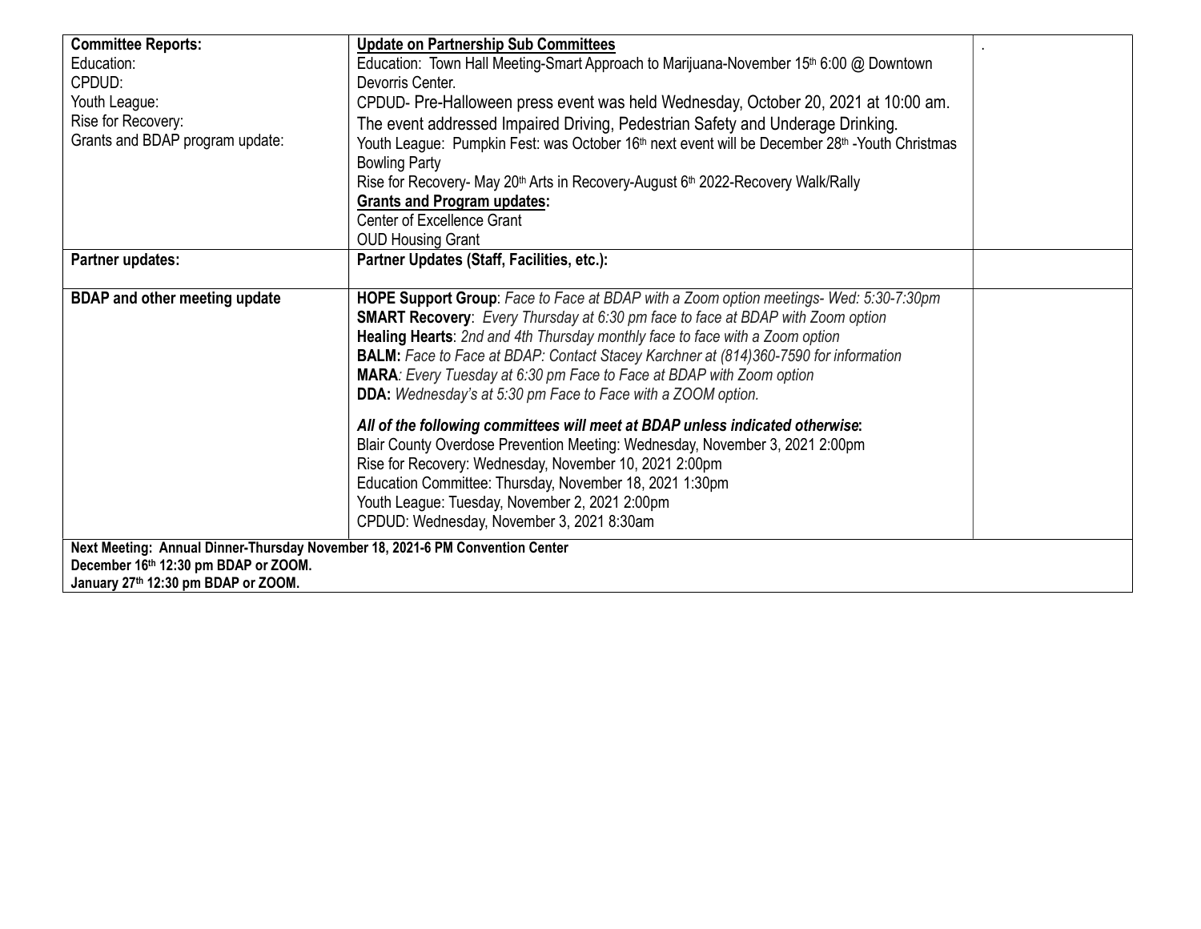| | | |
|---|---|---|
| **Committee Reports:**<br>Education:<br>CPDUD:<br>Youth League:<br>Rise for Recovery:<br>Grants and BDAP program update: | **Update on Partnership Sub Committees**<br>Education: Town Hall Meeting-Smart Approach to Marijuana-November 15th 6:00 @ Downtown Devorris Center.<br>CPDUD- Pre-Halloween press event was held Wednesday, October 20, 2021 at 10:00 am. The event addressed Impaired Driving, Pedestrian Safety and Underage Drinking.<br>Youth League: Pumpkin Fest: was October 16th next event will be December 28th -Youth Christmas Bowling Party<br>Rise for Recovery- May 20th Arts in Recovery-August 6th 2022-Recovery Walk/Rally<br>**Grants and Program updates:**<br>Center of Excellence Grant<br>OUD Housing Grant | . |
| **Partner updates:** | **Partner Updates (Staff, Facilities, etc.):** | |
| **BDAP and other meeting update** | **HOPE Support Group**: *Face to Face at BDAP with a Zoom option meetings- Wed: 5:30-7:30pm*<br>**SMART Recovery**: *Every Thursday at 6:30 pm face to face at BDAP with Zoom option*<br>**Healing Hearts**: *2nd and 4th Thursday monthly face to face with a Zoom option*<br>**BALM:** *Face to Face at BDAP: Contact Stacey Karchner at (814)360-7590 for information*<br>**MARA**: *Every Tuesday at 6:30 pm Face to Face at BDAP with Zoom option*<br>**DDA:** *Wednesday's at 5:30 pm Face to Face with a ZOOM option.*<br><br>***All of the following committees will meet at BDAP unless indicated otherwise*:**<br>Blair County Overdose Prevention Meeting: Wednesday, November 3, 2021 2:00pm<br>Rise for Recovery: Wednesday, November 10, 2021 2:00pm<br>Education Committee: Thursday, November 18, 2021 1:30pm<br>Youth League: Tuesday, November 2, 2021 2:00pm<br>CPDUD: Wednesday, November 3, 2021 8:30am | |
| **Next Meeting: Annual Dinner-Thursday November 18, 2021-6 PM Convention Center**<br>**December 16th 12:30 pm BDAP or ZOOM.**<br>**January 27th 12:30 pm BDAP or ZOOM.** | | |